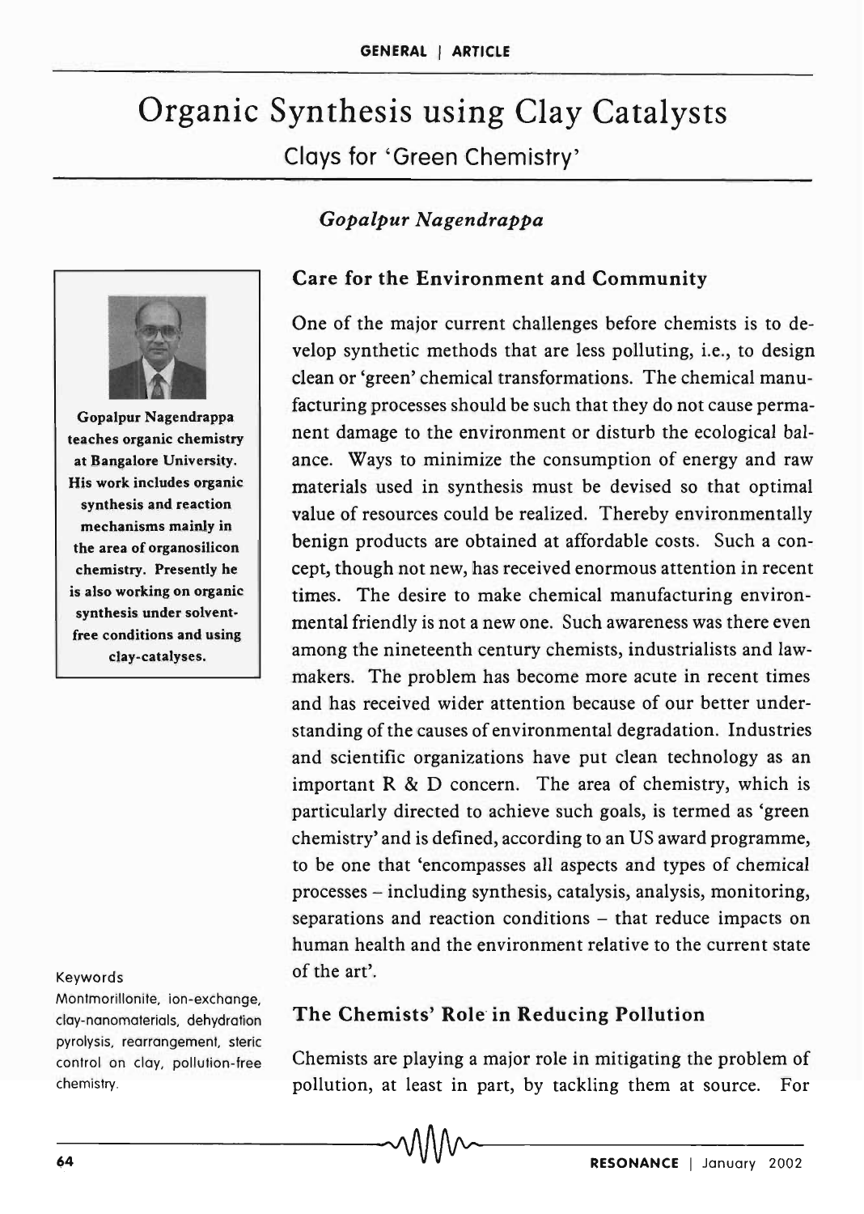# Organic Synthesis using Clay Catalysts

## Clays for 'Green Chemistry'

*Gopalpur Nagendrappa*

Gopalpur Nagendrappa teaches organic chemistry at Bangalore University. His work includes organic synthesis and reaction mechanisms mainly in the area of organosilicon chemistry. Presently he is also working on organic synthesis under solvent-free conditions and using clay-catalyses.

### Care for the Environment and Community

One of the major current challenges before chemists is to develop synthetic methods that are less polluting, i.e., to design clean or 'green' chemical transformations. The chemical manufacturing processes should be such that they do not cause permanent damage to the environment or disturb the ecological balance. Ways to minimize the consumption of energy and raw materials used in synthesis must be devised so that optimal value of resources could be realized. Thereby environmentally benign products are obtained at affordable costs. Such a concept, though not new, has received enormous attention in recent times. The desire to make chemical manufacturing environmental friendly is not a new one. Such awareness was there even among the nineteenth century chemists, industrialists and lawmakers. The problem has become more acute in recent times and has received wider attention because of our better understanding of the causes of environmental degradation. Industries and scientific organizations have put clean technology as an important R & D concern. The area of chemistry, which is particularly directed to achieve such goals, is termed as 'green chemistry' and is defined, according to an US award programme, to be one that 'encompasses all aspects and types of chemical processes – including synthesis, catalysis, analysis, monitoring, separations and reaction conditions – that reduce impacts on human health and the environment relative to the current state of the art'.

**Keywords**

Montmorillonite, ion-exchange, clay-nanomaterials, dehydration pyrolysis, rearrangement, steric control on clay, pollution-free chemistry.

### The Chemists' Role in Reducing Pollution

Chemists are playing a major role in mitigating the problem of pollution, at least in part, by tackling them at source. For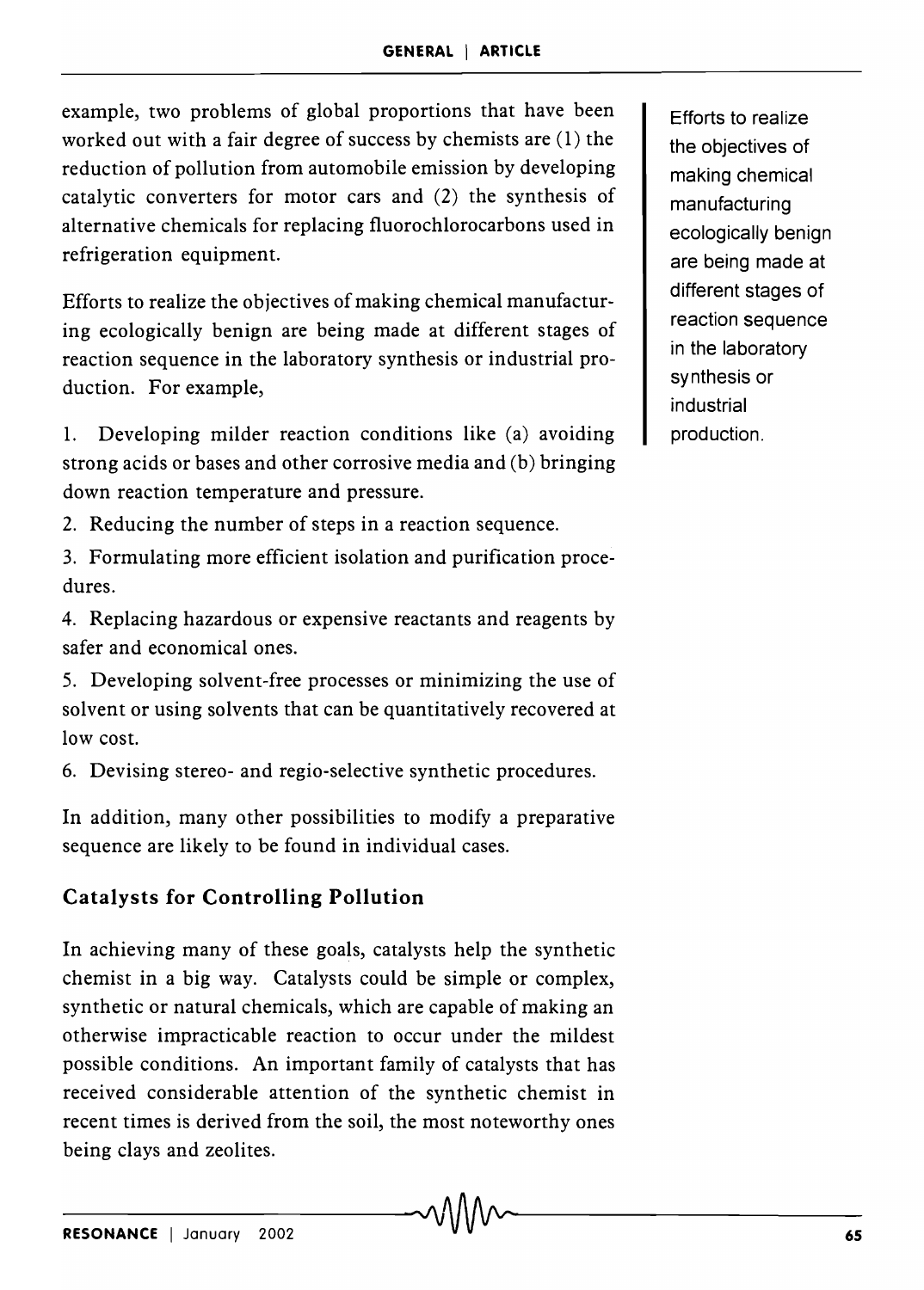example, two problems of global proportions that have been worked out with a fair degree of success by chemists are (1) the reduction of pollution from automobile emission by developing catalytic converters for motor cars and (2) the synthesis of alternative chemicals for replacing fluorochlorocarbons used in refrigeration equipment.

Efforts to realize the objectives of making chemical manufacturing ecologically benign are being made at different stages of reaction sequence in the laboratory synthesis or industrial production. For example,

1. Developing milder reaction conditions like (a) avoiding strong acids or bases and other corrosive media and (b) bringing down reaction temperature and pressure.
2. Reducing the number of steps in a reaction sequence.
3. Formulating more efficient isolation and purification procedures.
4. Replacing hazardous or expensive reactants and reagents by safer and economical ones.
5. Developing solvent-free processes or minimizing the use of solvent or using solvents that can be quantitatively recovered at low cost.
6. Devising stereo- and regio-selective synthetic procedures.

In addition, many other possibilities to modify a preparative sequence are likely to be found in individual cases.

Efforts to realize the objectives of making chemical manufacturing ecologically benign are being made at different stages of reaction sequence in the laboratory synthesis or industrial production.

## Catalysts for Controlling Pollution

In achieving many of these goals, catalysts help the synthetic chemist in a big way. Catalysts could be simple or complex, synthetic or natural chemicals, which are capable of making an otherwise impracticable reaction to occur under the mildest possible conditions. An important family of catalysts that has received considerable attention of the synthetic chemist in recent times is derived from the soil, the most noteworthy ones being clays and zeolites.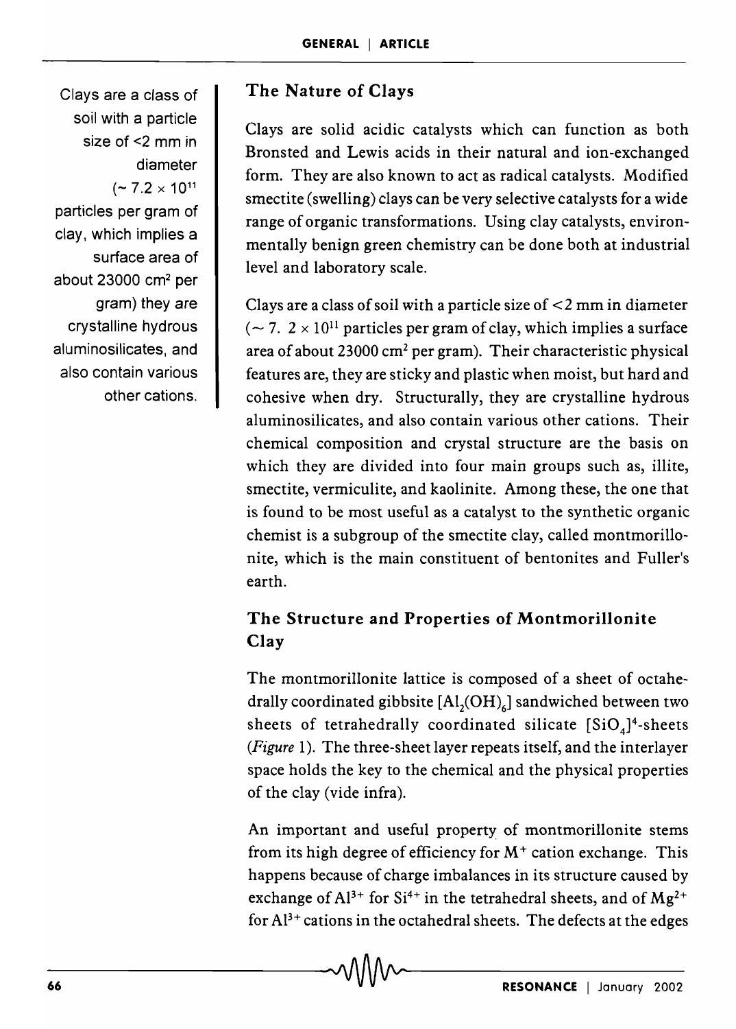Clays are a class of soil with a particle size of <2 mm in diameter (~ $7.2 \times 10^{11}$ particles per gram of clay, which implies a surface area of about 23000 $cm^2$ per gram) they are crystalline hydrous aluminosilicates, and also contain various other cations.

## The Nature of Clays

Clays are solid acidic catalysts which can function as both Bronsted and Lewis acids in their natural and ion-exchanged form. They are also known to act as radical catalysts. Modified smectite (swelling) clays can be very selective catalysts for a wide range of organic transformations. Using clay catalysts, environmentally benign green chemistry can be done both at industrial level and laboratory scale.

Clays are a class of soil with a particle size of < 2 mm in diameter (~ 7. $2 \times 10^{11}$ particles per gram of clay, which implies a surface area of about 23000 $cm^2$ per gram). Their characteristic physical features are, they are sticky and plastic when moist, but hard and cohesive when dry. Structurally, they are crystalline hydrous aluminosilicates, and also contain various other cations. Their chemical composition and crystal structure are the basis on which they are divided into four main groups such as, illite, smectite, vermiculite, and kaolinite. Among these, the one that is found to be most useful as a catalyst to the synthetic organic chemist is a subgroup of the smectite clay, called montmorillonite, which is the main constituent of bentonites and Fuller's earth.

## The Structure and Properties of Montmorillonite Clay

The montmorillonite lattice is composed of a sheet of octahedrally coordinated gibbsite $[Al_2(OH)_6]$ sandwiched between two sheets of tetrahedrally coordinated silicate $[SiO_4]^4$-sheets (*Figure* 1). The three-sheet layer repeats itself, and the interlayer space holds the key to the chemical and the physical properties of the clay (vide infra).

An important and useful property of montmorillonite stems from its high degree of efficiency for $M^+$ cation exchange. This happens because of charge imbalances in its structure caused by exchange of $Al^{3+}$ for $Si^{4+}$ in the tetrahedral sheets, and of $Mg^{2+}$ for $Al^{3+}$ cations in the octahedral sheets. The defects at the edges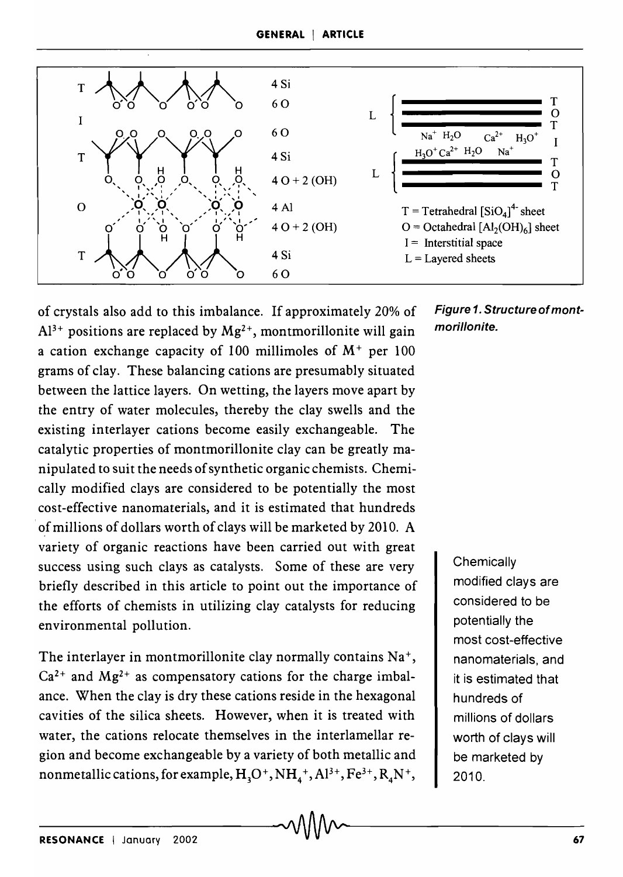T = Tetrahedral $[SiO_4]^{4-}$ sheet
O = Octahedral $[Al_2(OH)_6]$ sheet
I = Interstitial space
L = Layered sheets

*Figure 1. Structure of montmorillonite.*

of crystals also add to this imbalance. If approximately 20% of $Al^{3+}$ positions are replaced by $Mg^{2+}$, montmorillonite will gain a cation exchange capacity of 100 millimoles of $M^+$ per 100 grams of clay. These balancing cations are presumably situated between the lattice layers. On wetting, the layers move apart by the entry of water molecules, thereby the clay swells and the existing interlayer cations become easily exchangeable. The catalytic properties of montmorillonite clay can be greatly manipulated to suit the needs of synthetic organic chemists. Chemically modified clays are considered to be potentially the most cost-effective nanomaterials, and it is estimated that hundreds of millions of dollars worth of clays will be marketed by 2010. A variety of organic reactions have been carried out with great success using such clays as catalysts. Some of these are very briefly described in this article to point out the importance of the efforts of chemists in utilizing clay catalysts for reducing environmental pollution.

> Chemically modified clays are considered to be potentially the most cost-effective nanomaterials, and it is estimated that hundreds of millions of dollars worth of clays will be marketed by 2010.

The interlayer in montmorillonite clay normally contains $Na^+$, $Ca^{2+}$ and $Mg^{2+}$ as compensatory cations for the charge imbalance. When the clay is dry these cations reside in the hexagonal cavities of the silica sheets. However, when it is treated with water, the cations relocate themselves in the interlamellar region and become exchangeable by a variety of both metallic and nonmetallic cations, for example, $H_3O^+$, $NH_4^+$, $Al^{3+}$, $Fe^{3+}$, $R_4N^+$,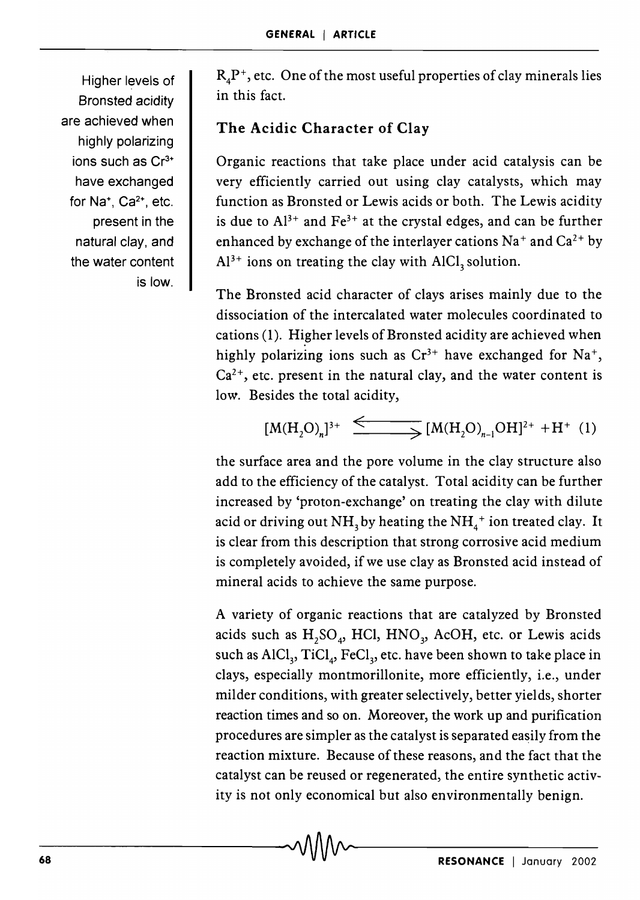$R_4P^+$, etc. One of the most useful properties of clay minerals lies in this fact.

Higher levels of Bronsted acidity are achieved when highly polarizing ions such as $Cr^{3+}$ have exchanged for $Na^+$, $Ca^{2+}$, etc. present in the natural clay, and the water content is low.

## The Acidic Character of Clay

Organic reactions that take place under acid catalysis can be very efficiently carried out using clay catalysts, which may function as Bronsted or Lewis acids or both. The Lewis acidity is due to $Al^{3+}$ and $Fe^{3+}$ at the crystal edges, and can be further enhanced by exchange of the interlayer cations $Na^+$ and $Ca^{2+}$ by $Al^{3+}$ ions on treating the clay with $AlCl_3$ solution.

The Bronsted acid character of clays arises mainly due to the dissociation of the intercalated water molecules coordinated to cations (1). Higher levels of Bronsted acidity are achieved when highly polarizing ions such as $Cr^{3+}$ have exchanged for $Na^+$, $Ca^{2+}$, etc. present in the natural clay, and the water content is low. Besides the total acidity,

$$[M(H_2O)_n]^{3+} \rightleftharpoons [M(H_2O)_{n-1}OH]^{2+} + H^+ \quad (1)$$

the surface area and the pore volume in the clay structure also add to the efficiency of the catalyst. Total acidity can be further increased by 'proton-exchange' on treating the clay with dilute acid or driving out $NH_3$ by heating the $NH_4^+$ ion treated clay. It is clear from this description that strong corrosive acid medium is completely avoided, if we use clay as Bronsted acid instead of mineral acids to achieve the same purpose.

A variety of organic reactions that are catalyzed by Bronsted acids such as $H_2SO_4$, HCl, $HNO_3$, AcOH, etc. or Lewis acids such as $AlCl_3$, $TiCl_4$, $FeCl_3$, etc. have been shown to take place in clays, especially montmorillonite, more efficiently, i.e., under milder conditions, with greater selectively, better yields, shorter reaction times and so on. Moreover, the work up and purification procedures are simpler as the catalyst is separated easily from the reaction mixture. Because of these reasons, and the fact that the catalyst can be reused or regenerated, the entire synthetic activity is not only economical but also environmentally benign.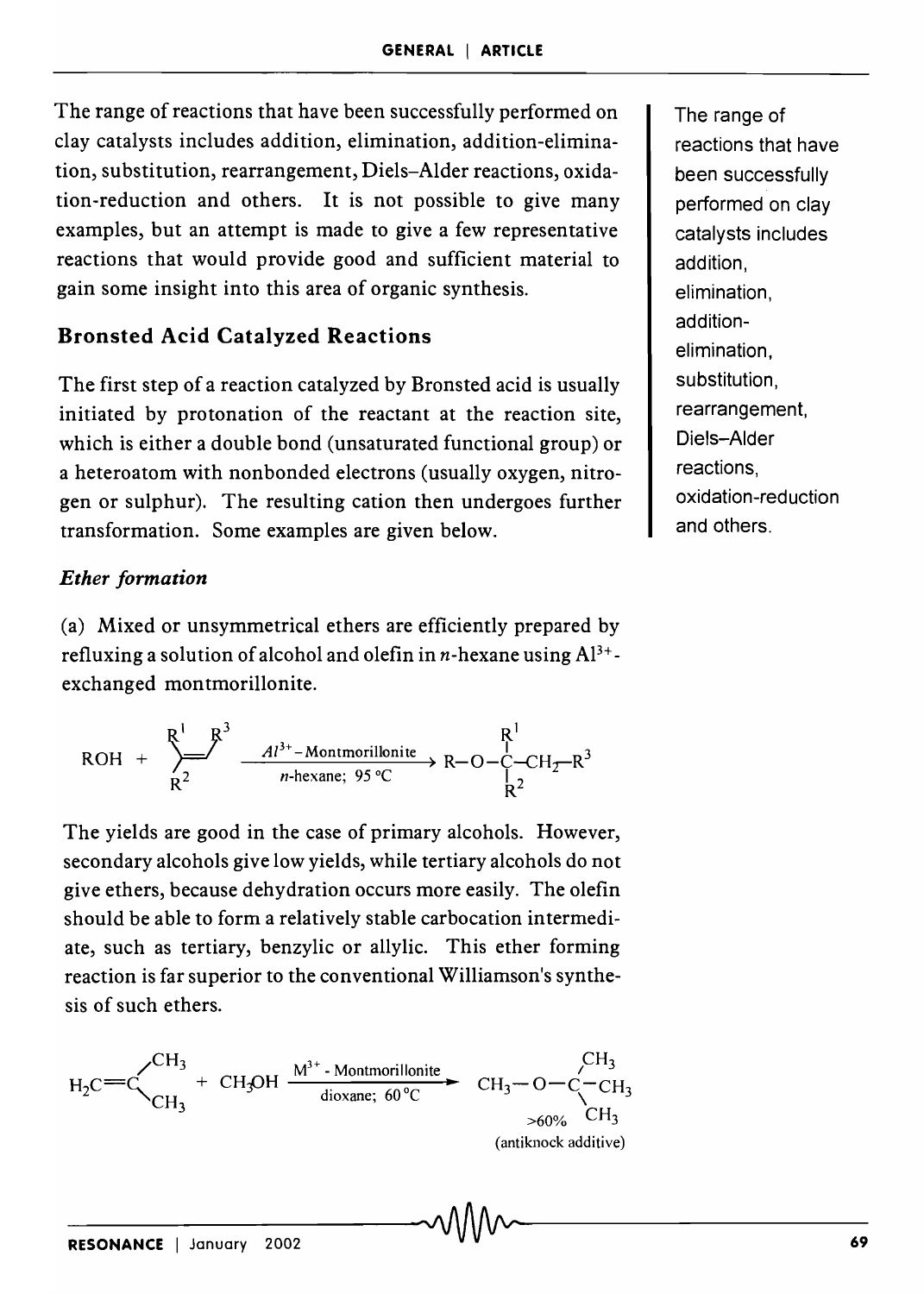The range of reactions that have been successfully performed on clay catalysts includes addition, elimination, addition-elimination, substitution, rearrangement, Diels–Alder reactions, oxidation-reduction and others. It is not possible to give many examples, but an attempt is made to give a few representative reactions that would provide good and sufficient material to gain some insight into this area of organic synthesis.

> The range of reactions that have been successfully performed on clay catalysts includes addition, elimination, addition-elimination, substitution, rearrangement, Diels–Alder reactions, oxidation-reduction and others.

## Bronsted Acid Catalyzed Reactions

The first step of a reaction catalyzed by Bronsted acid is usually initiated by protonation of the reactant at the reaction site, which is either a double bond (unsaturated functional group) or a heteroatom with nonbonded electrons (usually oxygen, nitrogen or sulphur). The resulting cation then undergoes further transformation. Some examples are given below.

### *Ether formation*

(a) Mixed or unsymmetrical ethers are efficiently prepared by refluxing a solution of alcohol and olefin in $n$-hexane using $Al^{3+}$-exchanged montmorillonite.

$$ROH + R^1R^2C{=}CHR^3 \xrightarrow[n\text{-hexane; } 95\,^\circ C]{Al^{3+}\text{-Montmorillonite}} R{-}O{-}C(R^1)(R^2){-}CH_2{-}R^3$$

The yields are good in the case of primary alcohols. However, secondary alcohols give low yields, while tertiary alcohols do not give ethers, because dehydration occurs more easily. The olefin should be able to form a relatively stable carbocation intermediate, such as tertiary, benzylic or allylic. This ether forming reaction is far superior to the conventional Williamson's synthesis of such ethers.

$$H_2C{=}C(CH_3)_2 + CH_3OH \xrightarrow[\text{dioxane; } 60\,^\circ C]{M^{3+}\text{ - Montmorillonite}} CH_3{-}O{-}C(CH_3)_3$$

>60% (antiknock additive)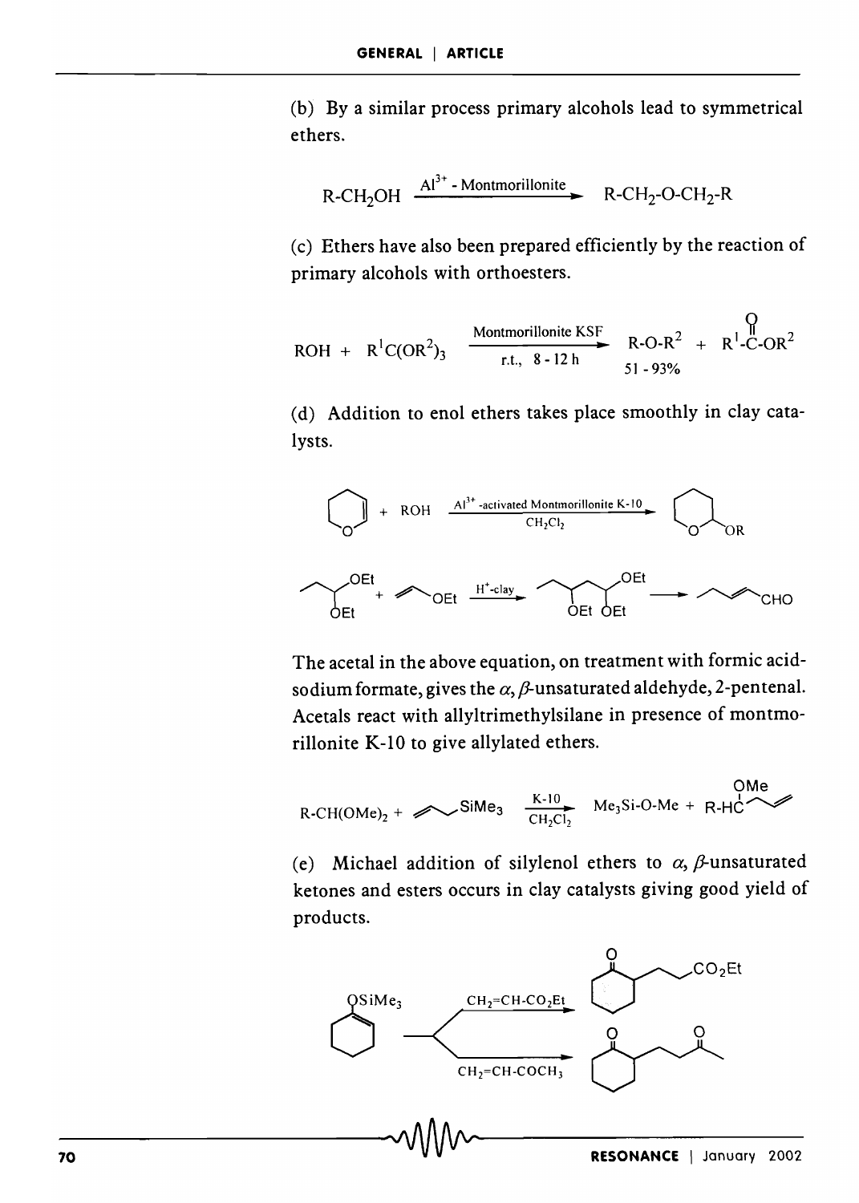(b) By a similar process primary alcohols lead to symmetrical ethers.

$$R\text{-}CH_2OH \xrightarrow{Al^{3+}\text{ - Montmorillonite}} R\text{-}CH_2\text{-}O\text{-}CH_2\text{-}R$$

(c) Ethers have also been prepared efficiently by the reaction of primary alcohols with orthoesters.

$$ROH + R^1C(OR^2)_3 \xrightarrow[\text{r.t., 8 - 12 h}]{\text{Montmorillonite KSF}} \underset{51 - 93\%}{R\text{-}O\text{-}R^2} + R^1\text{-}\overset{O}{\overset{\|}{C}}\text{-}OR^2$$

(d) Addition to enol ethers takes place smoothly in clay catalysts.

$$\text{Dihydropyran} + ROH \xrightarrow[CH_2Cl_2]{Al^{3+}\text{-activated Montmorillonite K-10}} \text{2-alkoxytetrahydropyran (OR)}$$

$$CH_3CH_2CH(OEt)_2 + CH_2{=}CH\text{-}OEt \xrightarrow{H^+\text{-clay}} CH_3CH_2CH(OEt)CH_2CH(OEt)_2 \longrightarrow CH_3CH_2CH{=}CH\text{-}CHO$$

The acetal in the above equation, on treatment with formic acid-sodium formate, gives the $\alpha,\beta$-unsaturated aldehyde, 2-pentenal. Acetals react with allyltrimethylsilane in presence of montmorillonite K-10 to give allylated ethers.

$$R\text{-}CH(OMe)_2 + CH_2{=}CH\text{-}CH_2\text{-}SiMe_3 \xrightarrow[CH_2Cl_2]{K\text{-}10} Me_3Si\text{-}O\text{-}Me + R\text{-}HC(OMe)\text{-}CH_2\text{-}CH{=}CH_2$$

(e) Michael addition of silylenol ethers to $\alpha,\beta$-unsaturated ketones and esters occurs in clay catalysts giving good yield of products.

$$\text{1-(trimethylsilyloxy)cyclohexene} \xrightarrow{CH_2{=}CH\text{-}CO_2Et} \text{2-(2-ethoxycarbonylethyl)cyclohexanone } (CH_2CH_2CO_2Et)$$

$$\text{1-(trimethylsilyloxy)cyclohexene} \xrightarrow{CH_2{=}CH\text{-}COCH_3} \text{2-(3-oxobutyl)cyclohexanone } (CH_2CH_2COCH_3)$$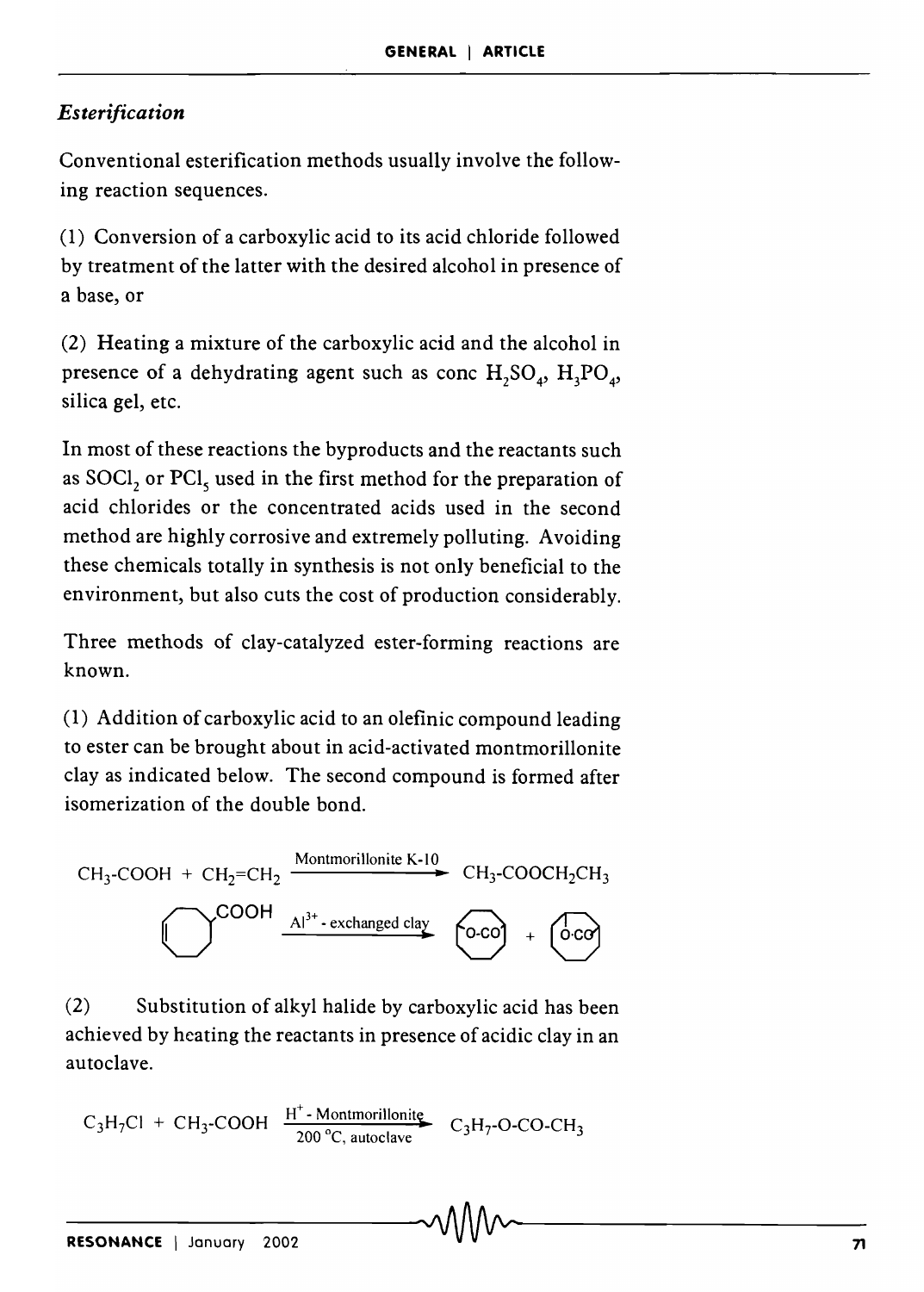### *Esterification*

Conventional esterification methods usually involve the following reaction sequences.

(1) Conversion of a carboxylic acid to its acid chloride followed by treatment of the latter with the desired alcohol in presence of a base, or

(2) Heating a mixture of the carboxylic acid and the alcohol in presence of a dehydrating agent such as conc $H_2SO_4$, $H_3PO_4$, silica gel, etc.

In most of these reactions the byproducts and the reactants such as $SOCl_2$ or $PCl_5$ used in the first method for the preparation of acid chlorides or the concentrated acids used in the second method are highly corrosive and extremely polluting. Avoiding these chemicals totally in synthesis is not only beneficial to the environment, but also cuts the cost of production considerably.

Three methods of clay-catalyzed ester-forming reactions are known.

(1) Addition of carboxylic acid to an olefinic compound leading to ester can be brought about in acid-activated montmorillonite clay as indicated below. The second compound is formed after isomerization of the double bond.

$$CH_3\text{-}COOH + CH_2{=}CH_2 \xrightarrow{\text{Montmorillonite K-10}} CH_3\text{-}COOCH_2CH_3$$

$$\text{(cyclooctenyl)-COOH} \xrightarrow{Al^{3+}\text{ - exchanged clay}} \text{(O-CO lactone)} + \text{(O-CO lactone)}$$

(2) Substitution of alkyl halide by carboxylic acid has been achieved by heating the reactants in presence of acidic clay in an autoclave.

$$C_3H_7Cl + CH_3\text{-}COOH \xrightarrow[200\ ^\circ C,\text{ autoclave}]{H^+\text{ - Montmorillonite}} C_3H_7\text{-O-CO-}CH_3$$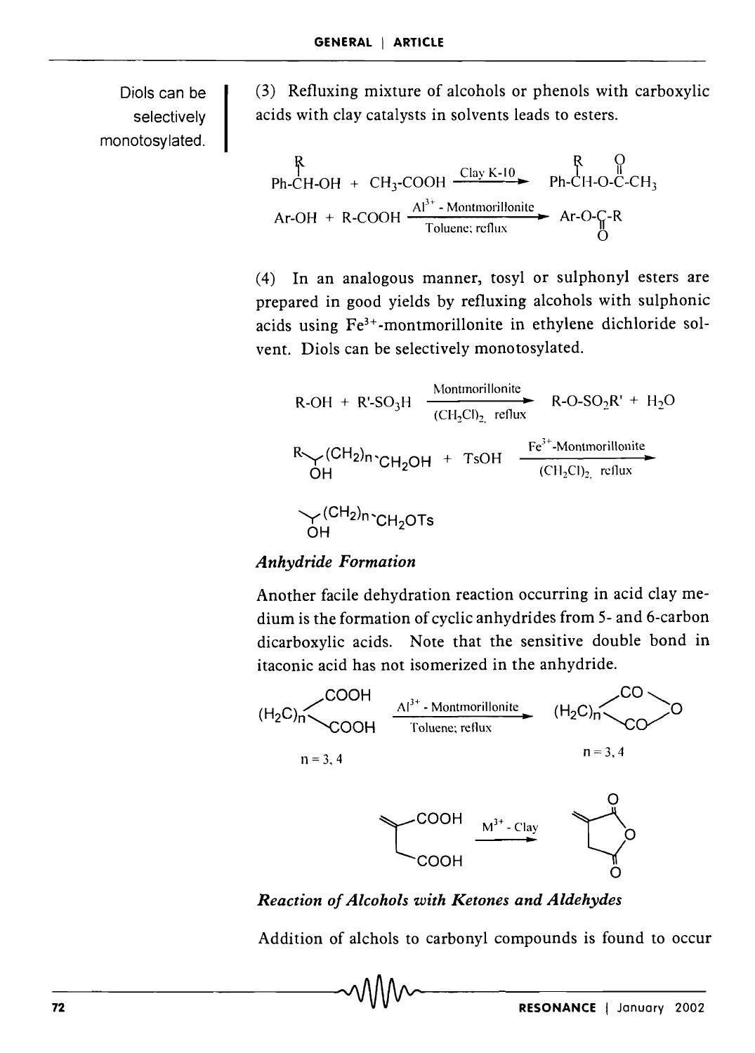Diols can be selectively monotosylated.

(3) Refluxing mixture of alcohols or phenols with carboxylic acids with clay catalysts in solvents leads to esters.

$$\text{Ph-CH(R)-OH} + CH_3\text{-COOH} \xrightarrow{\text{Clay K-10}} \text{Ph-CH(R)-O-C(=O)-}CH_3$$

$$\text{Ar-OH} + \text{R-COOH} \xrightarrow[\text{Toluene; reflux}]{Al^{3+}\text{ - Montmorillonite}} \text{Ar-O-C(=O)-R}$$

(4) In an analogous manner, tosyl or sulphonyl esters are prepared in good yields by refluxing alcohols with sulphonic acids using $Fe^{3+}$-montmorillonite in ethylene dichloride solvent. Diols can be selectively monotosylated.

$$\text{R-OH} + \text{R'-}SO_3H \xrightarrow[(CH_2Cl)_2\text{, reflux}]{\text{Montmorillonite}} \text{R-O-}SO_2\text{R'} + H_2O$$

$$\text{R-CH(OH)-}(CH_2)_n\text{-}CH_2OH + \text{TsOH} \xrightarrow[(CH_2Cl)_2\text{, reflux}]{Fe^{3+}\text{-Montmorillonite}} \text{CH(OH)-}(CH_2)_n\text{-}CH_2OTs$$

### *Anhydride Formation*

Another facile dehydration reaction occurring in acid clay medium is the formation of cyclic anhydrides from 5- and 6-carbon dicarboxylic acids. Note that the sensitive double bond in itaconic acid has not isomerized in the anhydride.

$$(H_2C)_n(COOH)_2 \xrightarrow[\text{Toluene; reflux}]{Al^{3+}\text{ - Montmorillonite}} (H_2C)_n(CO)_2O$$

$n = 3, 4$ $\qquad\qquad$ $n = 3, 4$

$$CH_2\text{=C(COOH)-}CH_2\text{-COOH} \xrightarrow{M^{3+}\text{ - Clay}} \text{itaconic anhydride}$$

### *Reaction of Alcohols with Ketones and Aldehydes*

Addition of alchols to carbonyl compounds is found to occur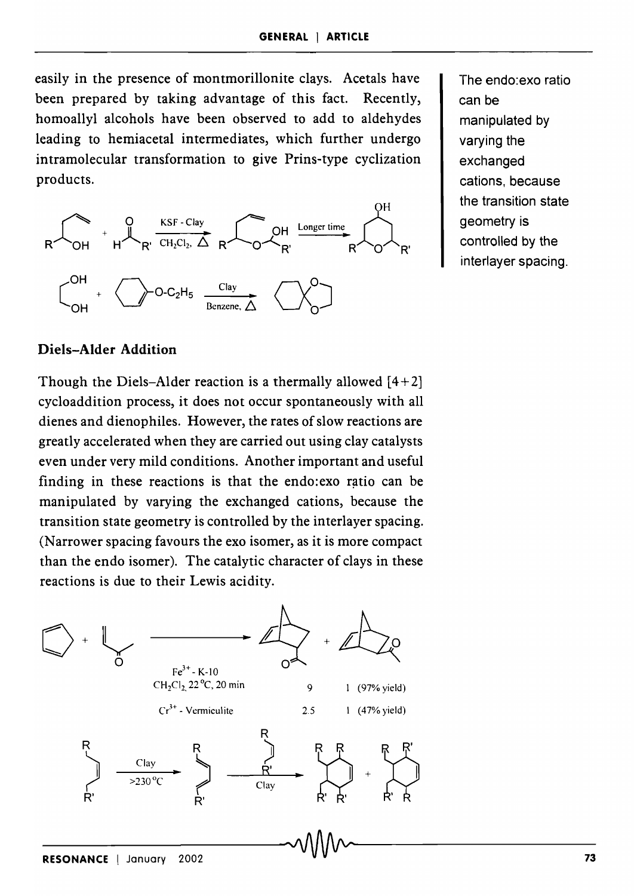easily in the presence of montmorillonite clays. Acetals have been prepared by taking advantage of this fact. Recently, homoallyl alcohols have been observed to add to aldehydes leading to hemiacetal intermediates, which further undergo intramolecular transformation to give Prins-type cyclization products.

KSF - Clay, $CH_2Cl_2$, $\Delta$ — Longer time

Clay, Benzene, $\Delta$

The endo:exo ratio can be manipulated by varying the exchanged cations, because the transition state geometry is controlled by the interlayer spacing.

## Diels–Alder Addition

Though the Diels–Alder reaction is a thermally allowed [4+2] cycloaddition process, it does not occur spontaneously with all dienes and dienophiles. However, the rates of slow reactions are greatly accelerated when they are carried out using clay catalysts even under very mild conditions. Another important and useful finding in these reactions is that the endo:exo ratio can be manipulated by varying the exchanged cations, because the transition state geometry is controlled by the interlayer spacing. (Narrower spacing favours the exo isomer, as it is more compact than the endo isomer). The catalytic character of clays in these reactions is due to their Lewis acidity.

| Catalyst / conditions | endo | exo |
|---|---|---|
| $Fe^{3+}$ - K-10, $CH_2Cl_2$, 22 °C, 20 min | 9 | 1 (97% yield) |
| $Cr^{3+}$ - Vermiculite | 2.5 | 1 (47% yield) |

Clay, >230 °C — Clay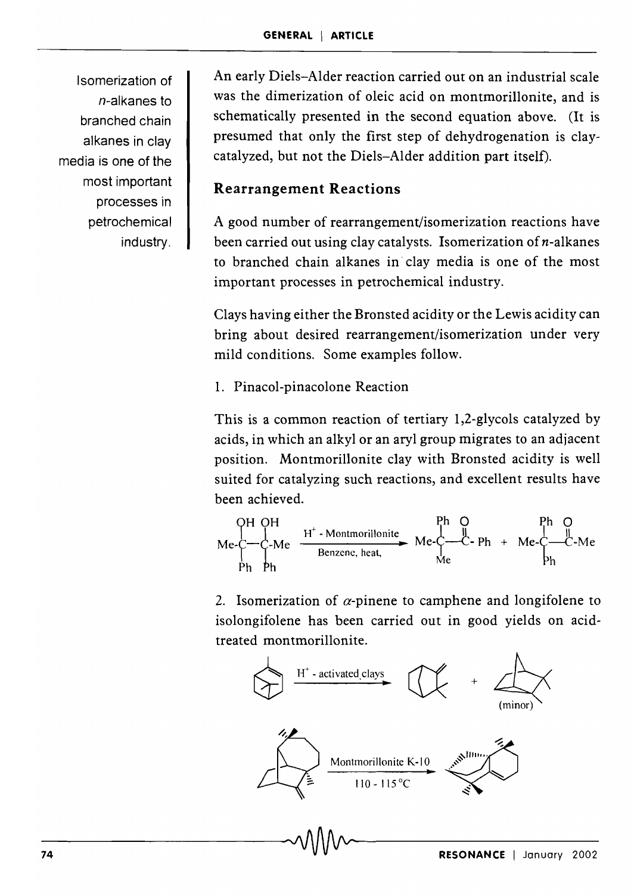Isomerization of $n$-alkanes to branched chain alkanes in clay media is one of the most important processes in petrochemical industry.

An early Diels–Alder reaction carried out on an industrial scale was the dimerization of oleic acid on montmorillonite, and is schematically presented in the second equation above. (It is presumed that only the first step of dehydrogenation is clay-catalyzed, but not the Diels–Alder addition part itself).

## Rearrangement Reactions

A good number of rearrangement/isomerization reactions have been carried out using clay catalysts. Isomerization of $n$-alkanes to branched chain alkanes in clay media is one of the most important processes in petrochemical industry.

Clays having either the Bronsted acidity or the Lewis acidity can bring about desired rearrangement/isomerization under very mild conditions. Some examples follow.

1. Pinacol-pinacolone Reaction

This is a common reaction of tertiary 1,2-glycols catalyzed by acids, in which an alkyl or an aryl group migrates to an adjacent position. Montmorillonite clay with Bronsted acidity is well suited for catalyzing such reactions, and excellent results have been achieved.

$$\text{Me-C(OH)(Ph)-C(OH)(Ph)-Me} \xrightarrow[\text{Benzene, heat,}]{H^+\text{ - Montmorillonite}} \text{Me-C(Ph)(Me)-C(=O)-Ph} + \text{Me-C(Ph)(Ph)-C(=O)-Me}$$

2. Isomerization of $\alpha$-pinene to camphene and longifolene to isolongifolene has been carried out in good yields on acid-treated montmorillonite.

$$\alpha\text{-pinene} \xrightarrow{H^+\text{ - activated clays}} \text{camphene} + \text{(minor)}$$

$$\text{longifolene} \xrightarrow[110 - 115\,^\circ\text{C}]{\text{Montmorillonite K-10}} \text{isolongifolene}$$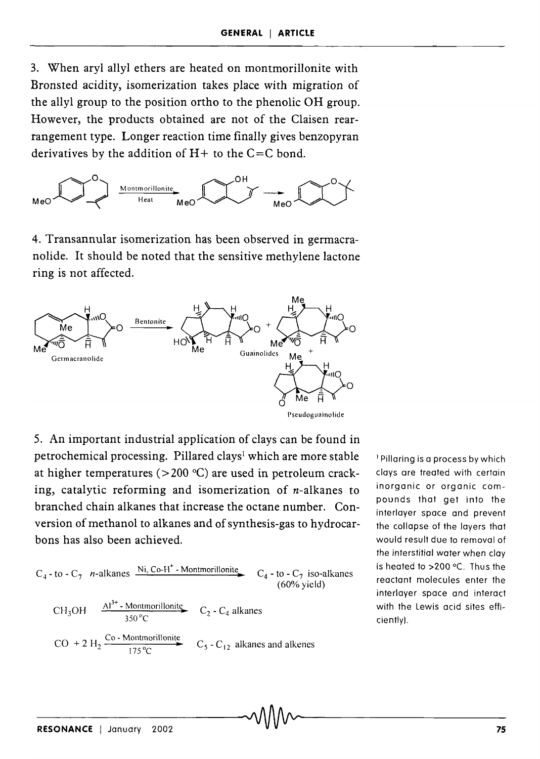3. When aryl allyl ethers are heated on montmorillonite with Bronsted acidity, isomerization takes place with migration of the allyl group to the position ortho to the phenolic OH group. However, the products obtained are not of the Claisen rearrangement type. Longer reaction time finally gives benzopyran derivatives by the addition of H+ to the C=C bond.

4. Transannular isomerization has been observed in germacranolide. It should be noted that the sensitive methylene lactone ring is not affected.

5. An important industrial application of clays can be found in petrochemical processing. Pillared clays[1] which are more stable at higher temperatures (>200 °C) are used in petroleum cracking, catalytic reforming and isomerization of *n*-alkanes to branched chain alkanes that increase the octane number. Conversion of methanol to alkanes and of synthesis-gas to hydrocarbons has also been achieved.

$$C_4\text{-to-}C_7 \; n\text{-alkanes} \xrightarrow{\text{Ni, Co-H}^+\text{- Montmorillonite}} C_4\text{-to-}C_7 \text{ iso-alkanes (60\% yield)}$$

$$CH_3OH \xrightarrow[350\,^{\circ}C]{Al^{3+}\text{- Montmorillonite}} C_2\text{-}C_4 \text{ alkanes}$$

$$CO + 2\,H_2 \xrightarrow[175\,^{\circ}C]{\text{Co - Montmorillonite}} C_5\text{-}C_{12} \text{ alkanes and alkenes}$$

[1] Pillaring is a process by which clays are treated with certain inorganic or organic compounds that get into the interlayer space and prevent the collapse of the layers that would result due to removal of the interstitial water when clay is heated to >200 °C. Thus the reactant molecules enter the interlayer space and interact with the Lewis acid sites efficiently).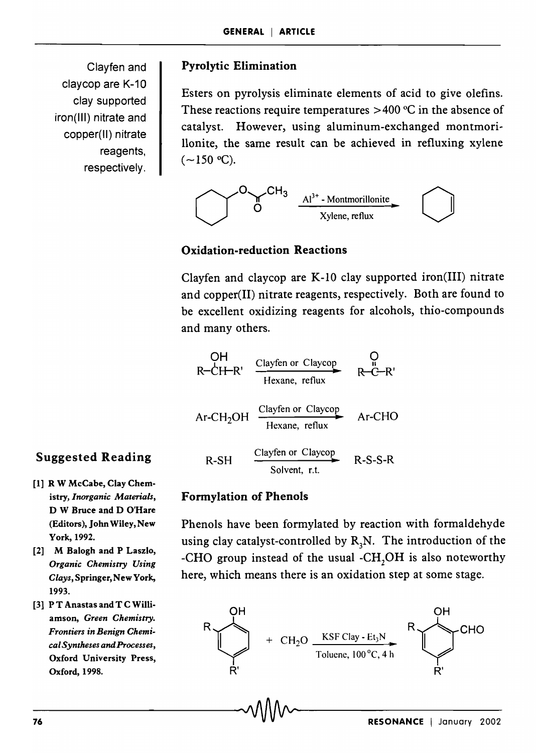Clayfen and claycop are K-10 clay supported iron(III) nitrate and copper(II) nitrate reagents, respectively.

### Pyrolytic Elimination

Esters on pyrolysis eliminate elements of acid to give olefins. These reactions require temperatures >400 °C in the absence of catalyst. However, using aluminum-exchanged montmorillonite, the same result can be achieved in refluxing xylene (~150 °C).

Cyclohexyl acetate $\xrightarrow[\text{Xylene, reflux}]{Al^{3+}\text{ - Montmorillonite}}$ Cyclohexene

### Oxidation-reduction Reactions

Clayfen and claycop are K-10 clay supported iron(III) nitrate and copper(II) nitrate reagents, respectively. Both are found to be excellent oxidizing reagents for alcohols, thio-compounds and many others.

$$R\text{-}CH(OH)\text{-}R' \xrightarrow[\text{Hexane, reflux}]{\text{Clayfen or Claycop}} R\text{-}C(=O)\text{-}R'$$

$$Ar\text{-}CH_2OH \xrightarrow[\text{Hexane, reflux}]{\text{Clayfen or Claycop}} Ar\text{-}CHO$$

$$R\text{-}SH \xrightarrow[\text{Solvent, r.t.}]{\text{Clayfen or Claycop}} R\text{-}S\text{-}S\text{-}R$$

### Formylation of Phenols

Phenols have been formylated by reaction with formaldehyde using clay catalyst-controlled by $R_3N$. The introduction of the -CHO group instead of the usual $-CH_2OH$ is also noteworthy here, which means there is an oxidation step at some stage.

Phenol (R, R' substituted) + $CH_2O$ $\xrightarrow[\text{Toluene, 100 °C, 4 h}]{\text{KSF Clay - }Et_3N}$ ortho-formylated phenol (R, R' substituted)

## Suggested Reading

[1] R W McCabe, Clay Chemistry, *Inorganic Materials*, D W Bruce and D O'Hare (Editors), John Wiley, New York, 1992.

[2] M Balogh and P Laszlo, *Organic Chemistry Using Clays*, Springer, New York, 1993.

[3] P T Anastas and T C Williamson, *Green Chemistry. Frontiers in Benign Chemical Syntheses and Processes*, Oxford University Press, Oxford, 1998.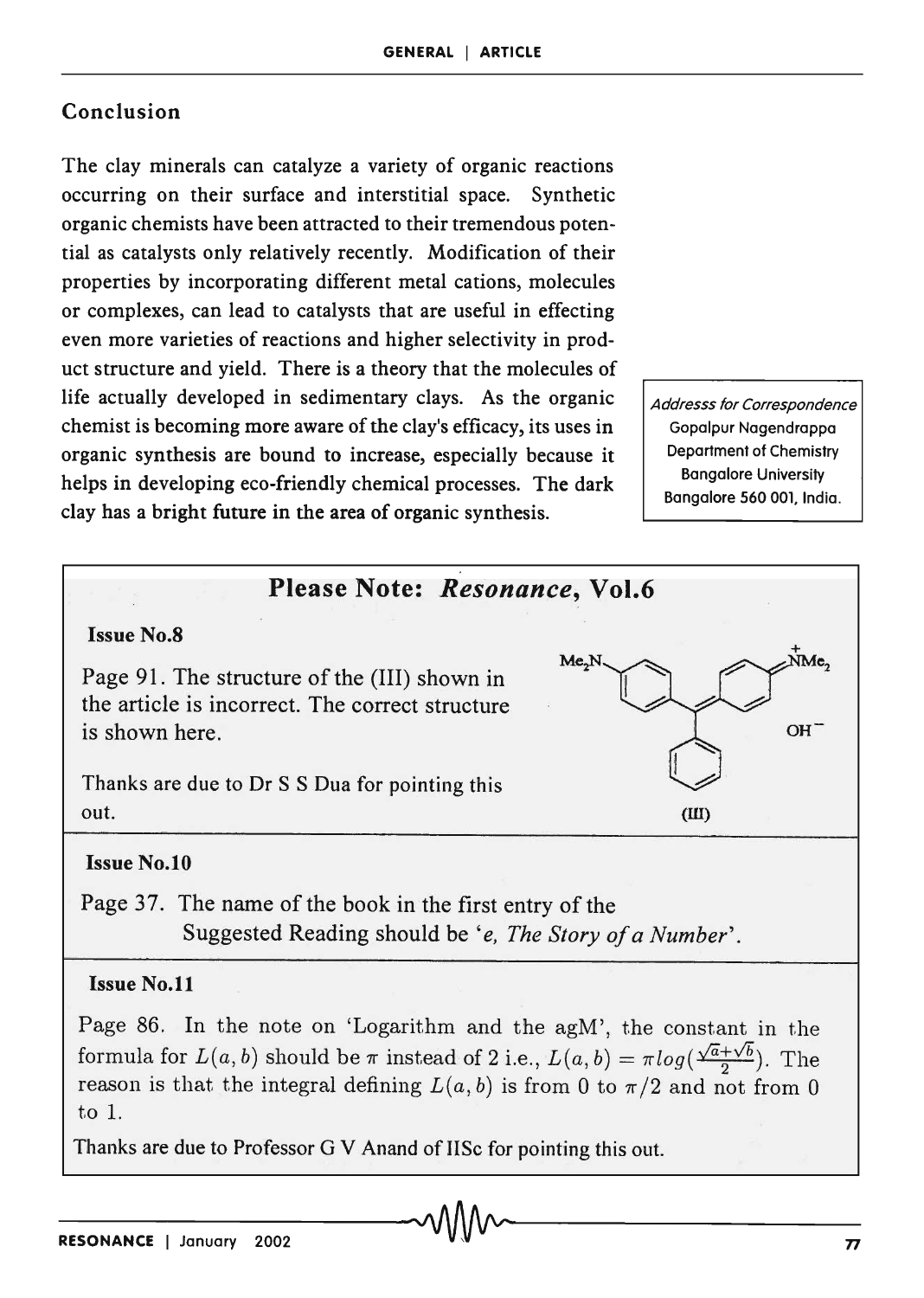## Conclusion

The clay minerals can catalyze a variety of organic reactions occurring on their surface and interstitial space. Synthetic organic chemists have been attracted to their tremendous potential as catalysts only relatively recently. Modification of their properties by incorporating different metal cations, molecules or complexes, can lead to catalysts that are useful in effecting even more varieties of reactions and higher selectivity in product structure and yield. There is a theory that the molecules of life actually developed in sedimentary clays. As the organic chemist is becoming more aware of the clay's efficacy, its uses in organic synthesis are bound to increase, especially because it helps in developing eco-friendly chemical processes. The dark clay has a bright future in the area of organic synthesis.

*Addresss for Correspondence*
Gopalpur Nagendrappa
Department of Chemistry
Bangalore University
Bangalore 560 001, India.

## Please Note: *Resonance*, Vol.6

**Issue No.8**

Page 91. The structure of the (III) shown in the article is incorrect. The correct structure is shown here.

$Me_2N$ $\overset{+}{N}Me_2$ $OH^-$

(III)

Thanks are due to Dr S S Dua for pointing this out.

**Issue No.10**

Page 37. The name of the book in the first entry of the Suggested Reading should be '*e, The Story of a Number*'.

**Issue No.11**

Page 86. In the note on 'Logarithm and the agM', the constant in the formula for $L(a,b)$ should be $\pi$ instead of 2 i.e., $L(a,b) = \pi log(\frac{\sqrt{a}+\sqrt{b}}{2})$. The reason is that the integral defining $L(a,b)$ is from 0 to $\pi/2$ and not from 0 to 1.

Thanks are due to Professor G V Anand of IISc for pointing this out.